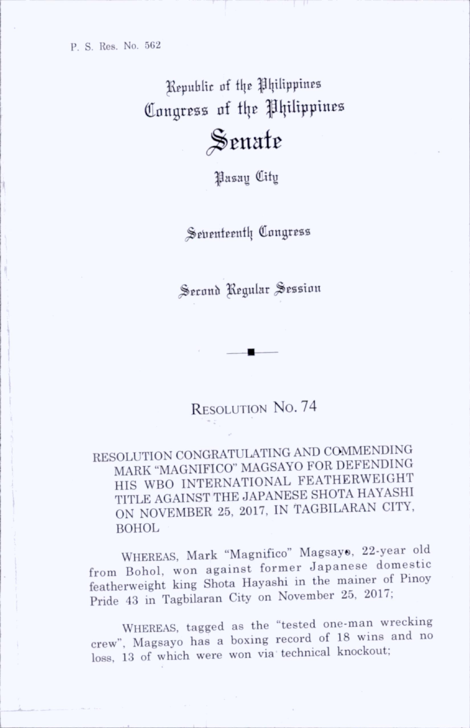P. S. Res. No. 562

Republic of the Philippines
Congress of the Philippines
# Senate
Pasay City

Seventeenth Congress

Second Regular Session

## Resolution No. 74

RESOLUTION CONGRATULATING AND COMMENDING MARK "MAGNIFICO" MAGSAYO FOR DEFENDING HIS WBO INTERNATIONAL FEATHERWEIGHT TITLE AGAINST THE JAPANESE SHOTA HAYASHI ON NOVEMBER 25, 2017, IN TAGBILARAN CITY, BOHOL

WHEREAS, Mark "Magnifico" Magsayo, 22-year old from Bohol, won against former Japanese domestic featherweight king Shota Hayashi in the mainer of Pinoy Pride 43 in Tagbilaran City on November 25, 2017;

WHEREAS, tagged as the "tested one-man wrecking crew", Magsayo has a boxing record of 18 wins and no loss, 13 of which were won via technical knockout;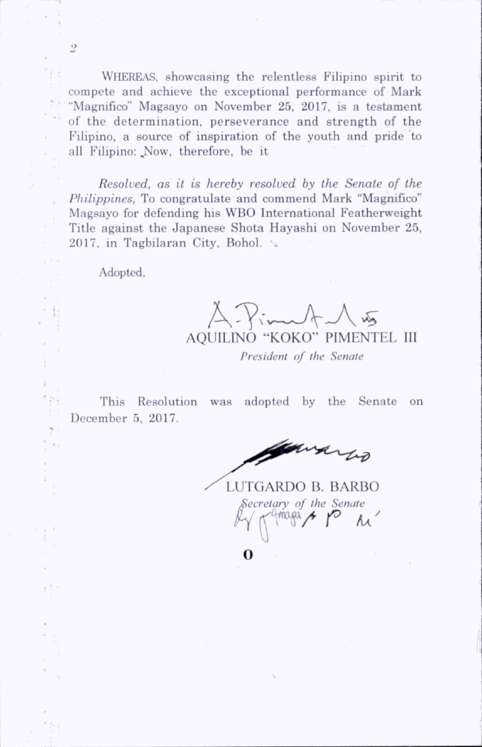WHEREAS, showcasing the relentless Filipino spirit to compete and achieve the exceptional performance of Mark "Magnifico" Magsayo on November 25, 2017, is a testament of the determination, perseverance and strength of the Filipino, a source of inspiration of the youth and pride to all Filipino: Now, therefore, be it

*Resolved, as it is hereby resolved by the Senate of the Philippines,* To congratulate and commend Mark "Magnifico" Magsayo for defending his WBO International Featherweight Title against the Japanese Shota Hayashi on November 25, 2017, in Tagbilaran City, Bohol.

Adopted,

AQUILINO "KOKO" PIMENTEL III
*President of the Senate*

This Resolution was adopted by the Senate on December 5, 2017.

LUTGARDO B. BARBO
*Secretary of the Senate*

0